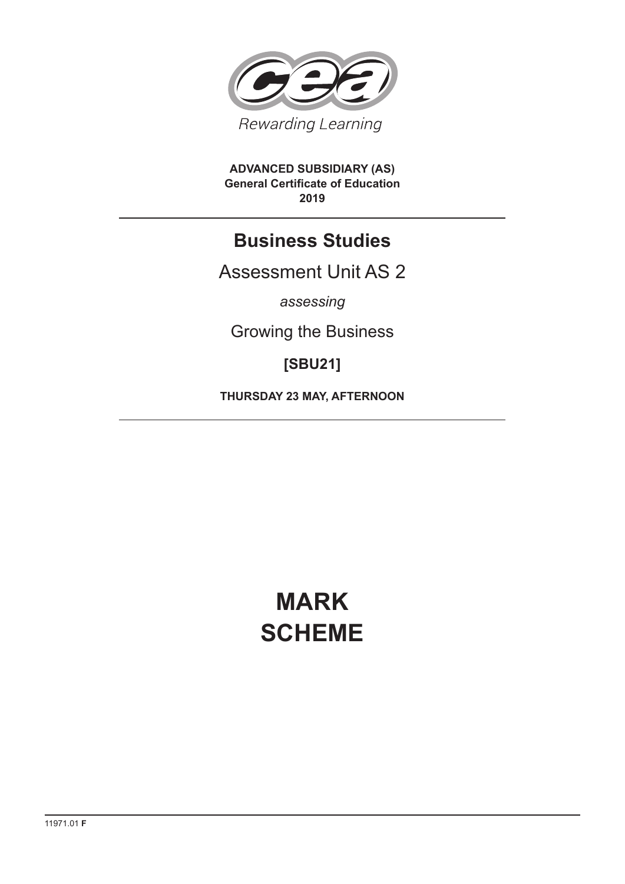Rewarding Learning

**ADVANCED SUBSIDIARY (AS)**
**General Certificate of Education**
**2019**

# Business Studies

## Assessment Unit AS 2

*assessing*

Growing the Business

**[SBU21]**

**THURSDAY 23 MAY, AFTERNOON**

# MARK SCHEME

11971.01 **F**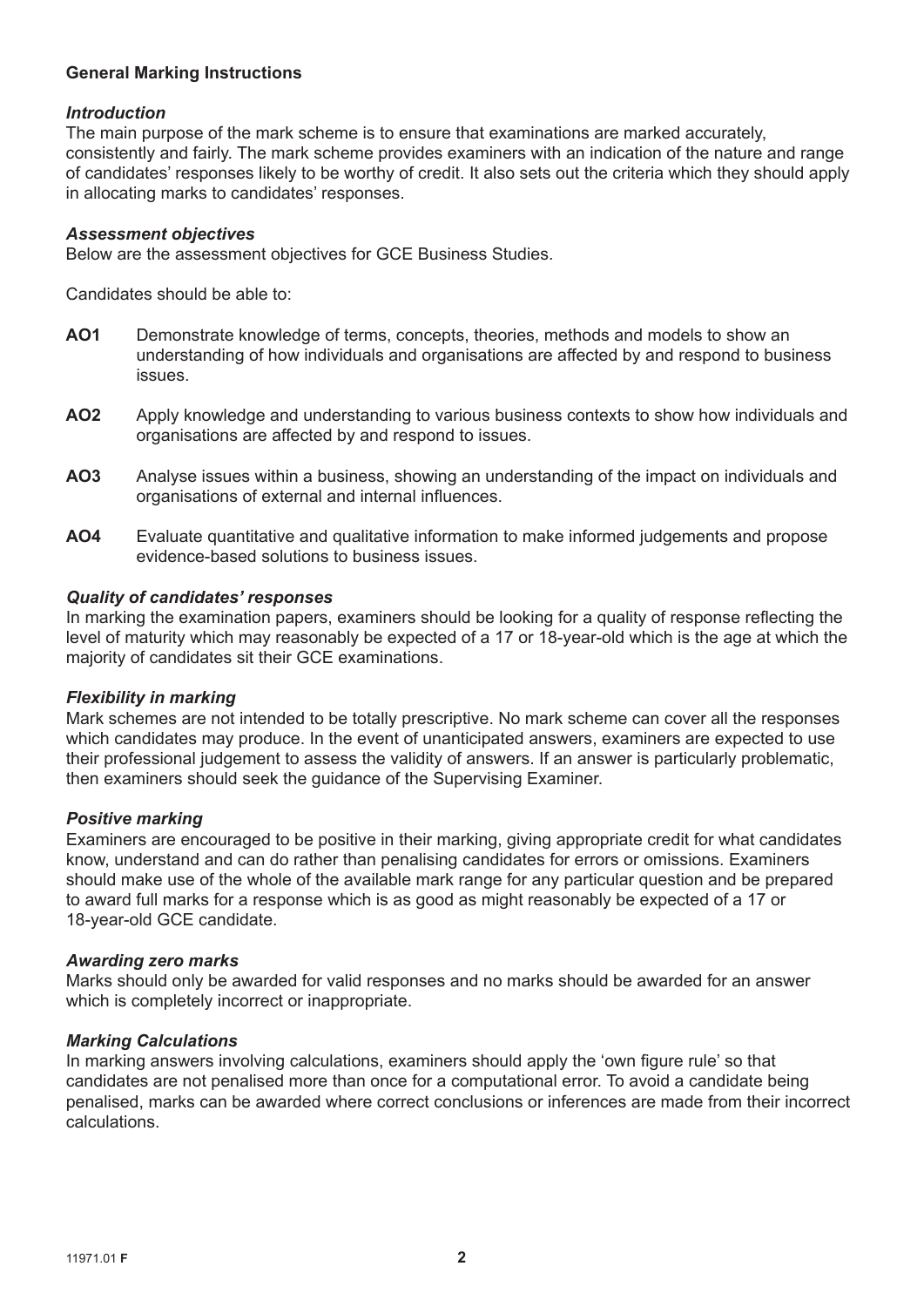## General Marking Instructions

### *Introduction*

The main purpose of the mark scheme is to ensure that examinations are marked accurately, consistently and fairly. The mark scheme provides examiners with an indication of the nature and range of candidates' responses likely to be worthy of credit. It also sets out the criteria which they should apply in allocating marks to candidates' responses.

### *Assessment objectives*

Below are the assessment objectives for GCE Business Studies.

Candidates should be able to:

- **AO1** Demonstrate knowledge of terms, concepts, theories, methods and models to show an understanding of how individuals and organisations are affected by and respond to business issues.
- **AO2** Apply knowledge and understanding to various business contexts to show how individuals and organisations are affected by and respond to issues.
- **AO3** Analyse issues within a business, showing an understanding of the impact on individuals and organisations of external and internal influences.
- **AO4** Evaluate quantitative and qualitative information to make informed judgements and propose evidence-based solutions to business issues.

### *Quality of candidates' responses*

In marking the examination papers, examiners should be looking for a quality of response reflecting the level of maturity which may reasonably be expected of a 17 or 18-year-old which is the age at which the majority of candidates sit their GCE examinations.

### *Flexibility in marking*

Mark schemes are not intended to be totally prescriptive. No mark scheme can cover all the responses which candidates may produce. In the event of unanticipated answers, examiners are expected to use their professional judgement to assess the validity of answers. If an answer is particularly problematic, then examiners should seek the guidance of the Supervising Examiner.

### *Positive marking*

Examiners are encouraged to be positive in their marking, giving appropriate credit for what candidates know, understand and can do rather than penalising candidates for errors or omissions. Examiners should make use of the whole of the available mark range for any particular question and be prepared to award full marks for a response which is as good as might reasonably be expected of a 17 or 18-year-old GCE candidate.

### *Awarding zero marks*

Marks should only be awarded for valid responses and no marks should be awarded for an answer which is completely incorrect or inappropriate.

### *Marking Calculations*

In marking answers involving calculations, examiners should apply the 'own figure rule' so that candidates are not penalised more than once for a computational error. To avoid a candidate being penalised, marks can be awarded where correct conclusions or inferences are made from their incorrect calculations.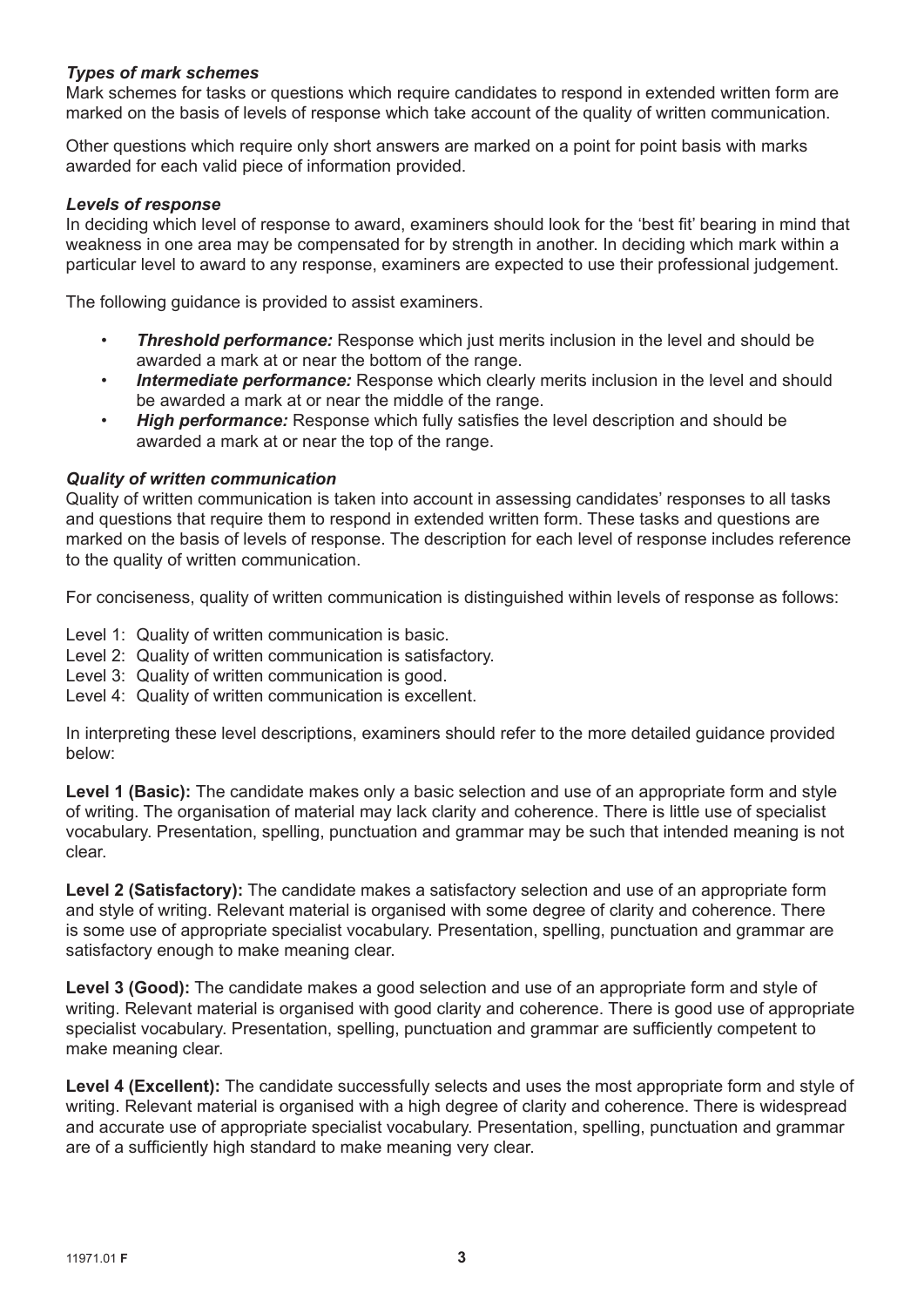***Types of mark schemes***

Mark schemes for tasks or questions which require candidates to respond in extended written form are marked on the basis of levels of response which take account of the quality of written communication.

Other questions which require only short answers are marked on a point for point basis with marks awarded for each valid piece of information provided.

***Levels of response***

In deciding which level of response to award, examiners should look for the 'best fit' bearing in mind that weakness in one area may be compensated for by strength in another. In deciding which mark within a particular level to award to any response, examiners are expected to use their professional judgement.

The following guidance is provided to assist examiners.

- ***Threshold performance:*** Response which just merits inclusion in the level and should be awarded a mark at or near the bottom of the range.
- ***Intermediate performance:*** Response which clearly merits inclusion in the level and should be awarded a mark at or near the middle of the range.
- ***High performance:*** Response which fully satisfies the level description and should be awarded a mark at or near the top of the range.

***Quality of written communication***

Quality of written communication is taken into account in assessing candidates' responses to all tasks and questions that require them to respond in extended written form. These tasks and questions are marked on the basis of levels of response. The description for each level of response includes reference to the quality of written communication.

For conciseness, quality of written communication is distinguished within levels of response as follows:

Level 1: Quality of written communication is basic.
Level 2: Quality of written communication is satisfactory.
Level 3: Quality of written communication is good.
Level 4: Quality of written communication is excellent.

In interpreting these level descriptions, examiners should refer to the more detailed guidance provided below:

**Level 1 (Basic):** The candidate makes only a basic selection and use of an appropriate form and style of writing. The organisation of material may lack clarity and coherence. There is little use of specialist vocabulary. Presentation, spelling, punctuation and grammar may be such that intended meaning is not clear.

**Level 2 (Satisfactory):** The candidate makes a satisfactory selection and use of an appropriate form and style of writing. Relevant material is organised with some degree of clarity and coherence. There is some use of appropriate specialist vocabulary. Presentation, spelling, punctuation and grammar are satisfactory enough to make meaning clear.

**Level 3 (Good):** The candidate makes a good selection and use of an appropriate form and style of writing. Relevant material is organised with good clarity and coherence. There is good use of appropriate specialist vocabulary. Presentation, spelling, punctuation and grammar are sufficiently competent to make meaning clear.

**Level 4 (Excellent):** The candidate successfully selects and uses the most appropriate form and style of writing. Relevant material is organised with a high degree of clarity and coherence. There is widespread and accurate use of appropriate specialist vocabulary. Presentation, spelling, punctuation and grammar are of a sufficiently high standard to make meaning very clear.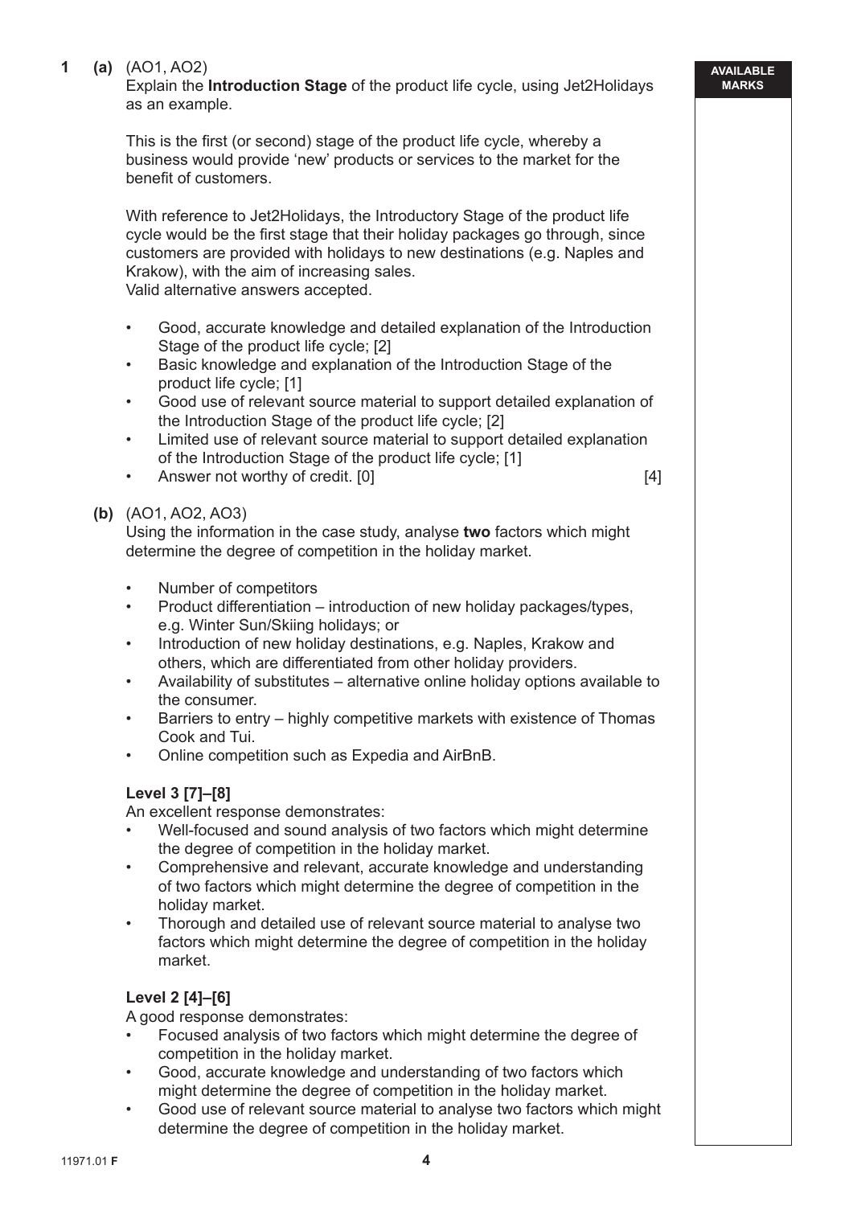**1 (a)** (AO1, AO2)
Explain the **Introduction Stage** of the product life cycle, using Jet2Holidays as an example.

This is the first (or second) stage of the product life cycle, whereby a business would provide 'new' products or services to the market for the benefit of customers.

With reference to Jet2Holidays, the Introductory Stage of the product life cycle would be the first stage that their holiday packages go through, since customers are provided with holidays to new destinations (e.g. Naples and Krakow), with the aim of increasing sales.
Valid alternative answers accepted.

- Good, accurate knowledge and detailed explanation of the Introduction Stage of the product life cycle; [2]
- Basic knowledge and explanation of the Introduction Stage of the product life cycle; [1]
- Good use of relevant source material to support detailed explanation of the Introduction Stage of the product life cycle; [2]
- Limited use of relevant source material to support detailed explanation of the Introduction Stage of the product life cycle; [1]
- Answer not worthy of credit. [0] [4]

**(b)** (AO1, AO2, AO3)
Using the information in the case study, analyse **two** factors which might determine the degree of competition in the holiday market.

- Number of competitors
- Product differentiation – introduction of new holiday packages/types, e.g. Winter Sun/Skiing holidays; or
- Introduction of new holiday destinations, e.g. Naples, Krakow and others, which are differentiated from other holiday providers.
- Availability of substitutes – alternative online holiday options available to the consumer.
- Barriers to entry – highly competitive markets with existence of Thomas Cook and Tui.
- Online competition such as Expedia and AirBnB.

**Level 3 [7]–[8]**
An excellent response demonstrates:

- Well-focused and sound analysis of two factors which might determine the degree of competition in the holiday market.
- Comprehensive and relevant, accurate knowledge and understanding of two factors which might determine the degree of competition in the holiday market.
- Thorough and detailed use of relevant source material to analyse two factors which might determine the degree of competition in the holiday market.

**Level 2 [4]–[6]**
A good response demonstrates:

- Focused analysis of two factors which might determine the degree of competition in the holiday market.
- Good, accurate knowledge and understanding of two factors which might determine the degree of competition in the holiday market.
- Good use of relevant source material to analyse two factors which might determine the degree of competition in the holiday market.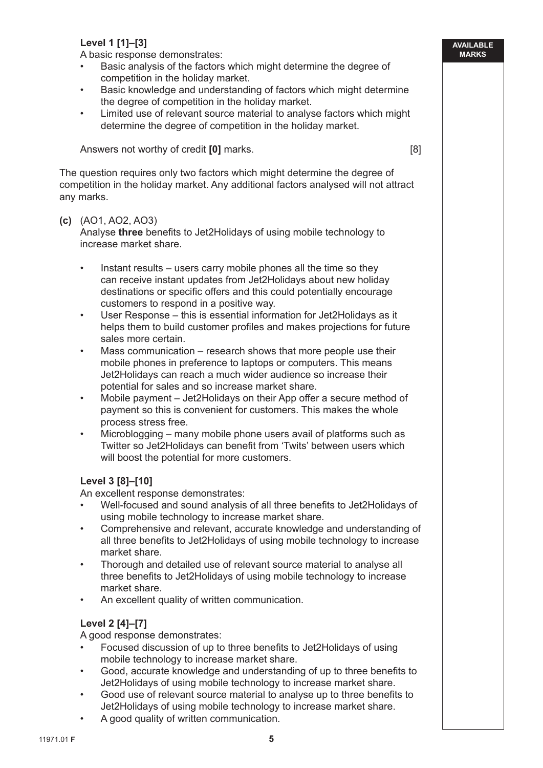**Level 1 [1]–[3]**
A basic response demonstrates:

- Basic analysis of the factors which might determine the degree of competition in the holiday market.
- Basic knowledge and understanding of factors which might determine the degree of competition in the holiday market.
- Limited use of relevant source material to analyse factors which might determine the degree of competition in the holiday market.

Answers not worthy of credit **[0]** marks. [8]

The question requires only two factors which might determine the degree of competition in the holiday market. Any additional factors analysed will not attract any marks.

**(c)** (AO1, AO2, AO3)
Analyse **three** benefits to Jet2Holidays of using mobile technology to increase market share.

- Instant results – users carry mobile phones all the time so they can receive instant updates from Jet2Holidays about new holiday destinations or specific offers and this could potentially encourage customers to respond in a positive way.
- User Response – this is essential information for Jet2Holidays as it helps them to build customer profiles and makes projections for future sales more certain.
- Mass communication – research shows that more people use their mobile phones in preference to laptops or computers. This means Jet2Holidays can reach a much wider audience so increase their potential for sales and so increase market share.
- Mobile payment – Jet2Holidays on their App offer a secure method of payment so this is convenient for customers. This makes the whole process stress free.
- Microblogging – many mobile phone users avail of platforms such as Twitter so Jet2Holidays can benefit from 'Twits' between users which will boost the potential for more customers.

**Level 3 [8]–[10]**
An excellent response demonstrates:

- Well-focused and sound analysis of all three benefits to Jet2Holidays of using mobile technology to increase market share.
- Comprehensive and relevant, accurate knowledge and understanding of all three benefits to Jet2Holidays of using mobile technology to increase market share.
- Thorough and detailed use of relevant source material to analyse all three benefits to Jet2Holidays of using mobile technology to increase market share.
- An excellent quality of written communication.

**Level 2 [4]–[7]**
A good response demonstrates:

- Focused discussion of up to three benefits to Jet2Holidays of using mobile technology to increase market share.
- Good, accurate knowledge and understanding of up to three benefits to Jet2Holidays of using mobile technology to increase market share.
- Good use of relevant source material to analyse up to three benefits to Jet2Holidays of using mobile technology to increase market share.
- A good quality of written communication.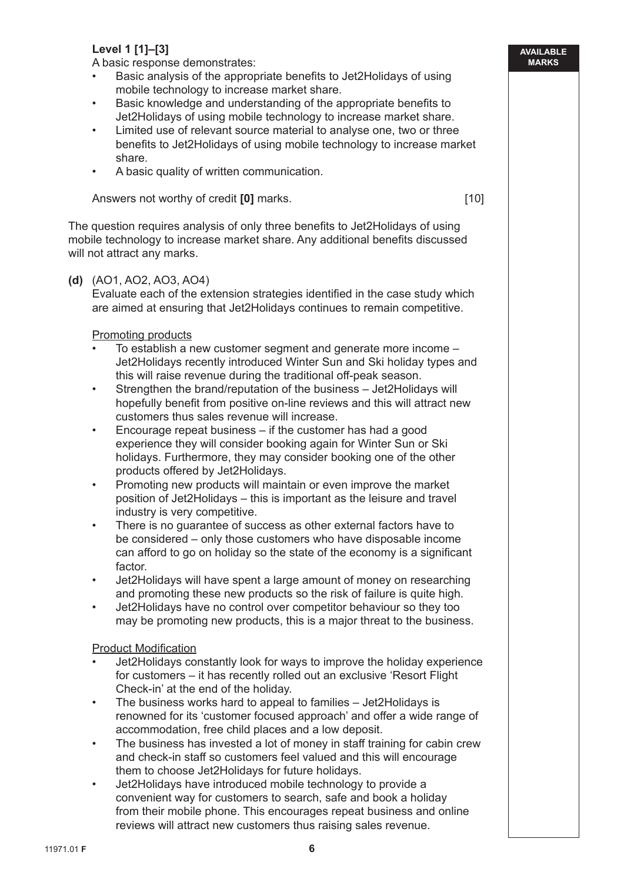**Level 1 [1]–[3]**

A basic response demonstrates:

- Basic analysis of the appropriate benefits to Jet2Holidays of using mobile technology to increase market share.
- Basic knowledge and understanding of the appropriate benefits to Jet2Holidays of using mobile technology to increase market share.
- Limited use of relevant source material to analyse one, two or three benefits to Jet2Holidays of using mobile technology to increase market share.
- A basic quality of written communication.

Answers not worthy of credit **[0]** marks. [10]

The question requires analysis of only three benefits to Jet2Holidays of using mobile technology to increase market share. Any additional benefits discussed will not attract any marks.

**(d)** (AO1, AO2, AO3, AO4)

Evaluate each of the extension strategies identified in the case study which are aimed at ensuring that Jet2Holidays continues to remain competitive.

Promoting products

- To establish a new customer segment and generate more income – Jet2Holidays recently introduced Winter Sun and Ski holiday types and this will raise revenue during the traditional off-peak season.
- Strengthen the brand/reputation of the business – Jet2Holidays will hopefully benefit from positive on-line reviews and this will attract new customers thus sales revenue will increase.
- Encourage repeat business – if the customer has had a good experience they will consider booking again for Winter Sun or Ski holidays. Furthermore, they may consider booking one of the other products offered by Jet2Holidays.
- Promoting new products will maintain or even improve the market position of Jet2Holidays – this is important as the leisure and travel industry is very competitive.
- There is no guarantee of success as other external factors have to be considered – only those customers who have disposable income can afford to go on holiday so the state of the economy is a significant factor.
- Jet2Holidays will have spent a large amount of money on researching and promoting these new products so the risk of failure is quite high.
- Jet2Holidays have no control over competitor behaviour so they too may be promoting new products, this is a major threat to the business.

Product Modification

- Jet2Holidays constantly look for ways to improve the holiday experience for customers – it has recently rolled out an exclusive 'Resort Flight Check-in' at the end of the holiday.
- The business works hard to appeal to families – Jet2Holidays is renowned for its 'customer focused approach' and offer a wide range of accommodation, free child places and a low deposit.
- The business has invested a lot of money in staff training for cabin crew and check-in staff so customers feel valued and this will encourage them to choose Jet2Holidays for future holidays.
- Jet2Holidays have introduced mobile technology to provide a convenient way for customers to search, safe and book a holiday from their mobile phone. This encourages repeat business and online reviews will attract new customers thus raising sales revenue.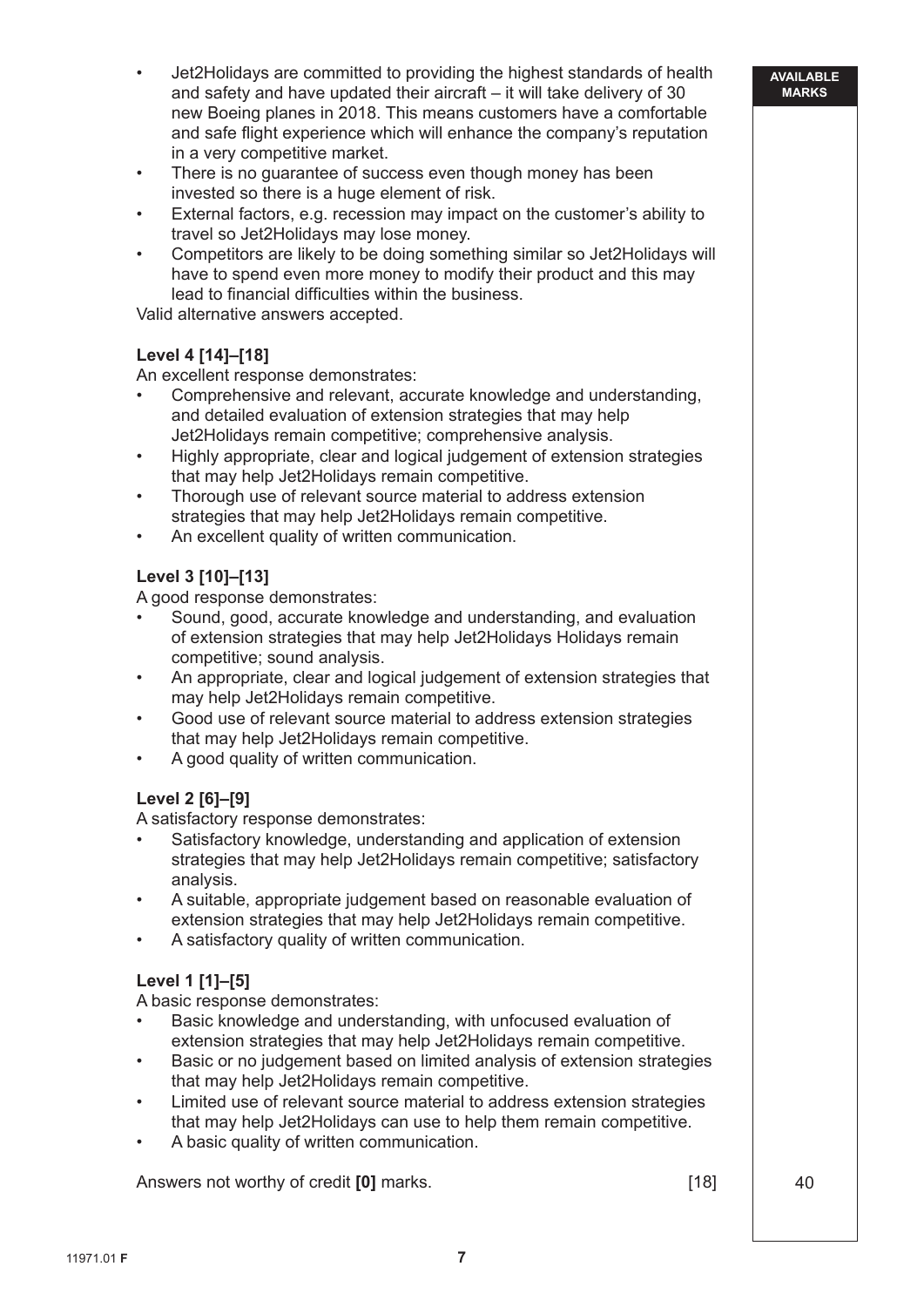- Jet2Holidays are committed to providing the highest standards of health and safety and have updated their aircraft – it will take delivery of 30 new Boeing planes in 2018. This means customers have a comfortable and safe flight experience which will enhance the company's reputation in a very competitive market.
- There is no guarantee of success even though money has been invested so there is a huge element of risk.
- External factors, e.g. recession may impact on the customer's ability to travel so Jet2Holidays may lose money.
- Competitors are likely to be doing something similar so Jet2Holidays will have to spend even more money to modify their product and this may lead to financial difficulties within the business.

Valid alternative answers accepted.

**Level 4 [14]–[18]**

An excellent response demonstrates:

- Comprehensive and relevant, accurate knowledge and understanding, and detailed evaluation of extension strategies that may help Jet2Holidays remain competitive; comprehensive analysis.
- Highly appropriate, clear and logical judgement of extension strategies that may help Jet2Holidays remain competitive.
- Thorough use of relevant source material to address extension strategies that may help Jet2Holidays remain competitive.
- An excellent quality of written communication.

**Level 3 [10]–[13]**

A good response demonstrates:

- Sound, good, accurate knowledge and understanding, and evaluation of extension strategies that may help Jet2Holidays Holidays remain competitive; sound analysis.
- An appropriate, clear and logical judgement of extension strategies that may help Jet2Holidays remain competitive.
- Good use of relevant source material to address extension strategies that may help Jet2Holidays remain competitive.
- A good quality of written communication.

**Level 2 [6]–[9]**

A satisfactory response demonstrates:

- Satisfactory knowledge, understanding and application of extension strategies that may help Jet2Holidays remain competitive; satisfactory analysis.
- A suitable, appropriate judgement based on reasonable evaluation of extension strategies that may help Jet2Holidays remain competitive.
- A satisfactory quality of written communication.

**Level 1 [1]–[5]**

A basic response demonstrates:

- Basic knowledge and understanding, with unfocused evaluation of extension strategies that may help Jet2Holidays remain competitive.
- Basic or no judgement based on limited analysis of extension strategies that may help Jet2Holidays remain competitive.
- Limited use of relevant source material to address extension strategies that may help Jet2Holidays can use to help them remain competitive.
- A basic quality of written communication.

Answers not worthy of credit **[0]** marks. [18]

AVAILABLE MARKS: 40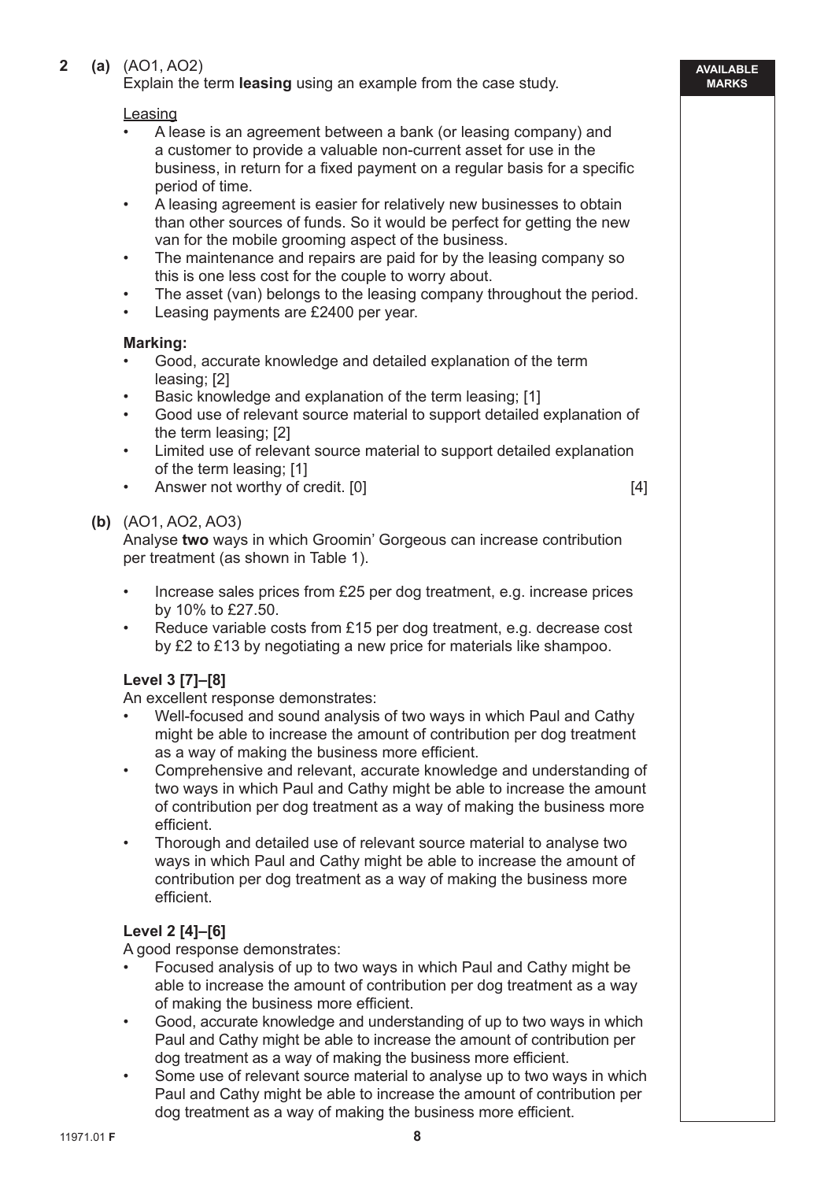**2 (a)** (AO1, AO2)
Explain the term **leasing** using an example from the case study.

Leasing

- A lease is an agreement between a bank (or leasing company) and a customer to provide a valuable non-current asset for use in the business, in return for a fixed payment on a regular basis for a specific period of time.
- A leasing agreement is easier for relatively new businesses to obtain than other sources of funds. So it would be perfect for getting the new van for the mobile grooming aspect of the business.
- The maintenance and repairs are paid for by the leasing company so this is one less cost for the couple to worry about.
- The asset (van) belongs to the leasing company throughout the period.
- Leasing payments are £2400 per year.

**Marking:**

- Good, accurate knowledge and detailed explanation of the term leasing; [2]
- Basic knowledge and explanation of the term leasing; [1]
- Good use of relevant source material to support detailed explanation of the term leasing; [2]
- Limited use of relevant source material to support detailed explanation of the term leasing; [1]
- Answer not worthy of credit. [0] [4]

**(b)** (AO1, AO2, AO3)
Analyse **two** ways in which Groomin' Gorgeous can increase contribution per treatment (as shown in Table 1).

- Increase sales prices from £25 per dog treatment, e.g. increase prices by 10% to £27.50.
- Reduce variable costs from £15 per dog treatment, e.g. decrease cost by £2 to £13 by negotiating a new price for materials like shampoo.

**Level 3 [7]–[8]**
An excellent response demonstrates:

- Well-focused and sound analysis of two ways in which Paul and Cathy might be able to increase the amount of contribution per dog treatment as a way of making the business more efficient.
- Comprehensive and relevant, accurate knowledge and understanding of two ways in which Paul and Cathy might be able to increase the amount of contribution per dog treatment as a way of making the business more efficient.
- Thorough and detailed use of relevant source material to analyse two ways in which Paul and Cathy might be able to increase the amount of contribution per dog treatment as a way of making the business more efficient.

**Level 2 [4]–[6]**
A good response demonstrates:

- Focused analysis of up to two ways in which Paul and Cathy might be able to increase the amount of contribution per dog treatment as a way of making the business more efficient.
- Good, accurate knowledge and understanding of up to two ways in which Paul and Cathy might be able to increase the amount of contribution per dog treatment as a way of making the business more efficient.
- Some use of relevant source material to analyse up to two ways in which Paul and Cathy might be able to increase the amount of contribution per dog treatment as a way of making the business more efficient.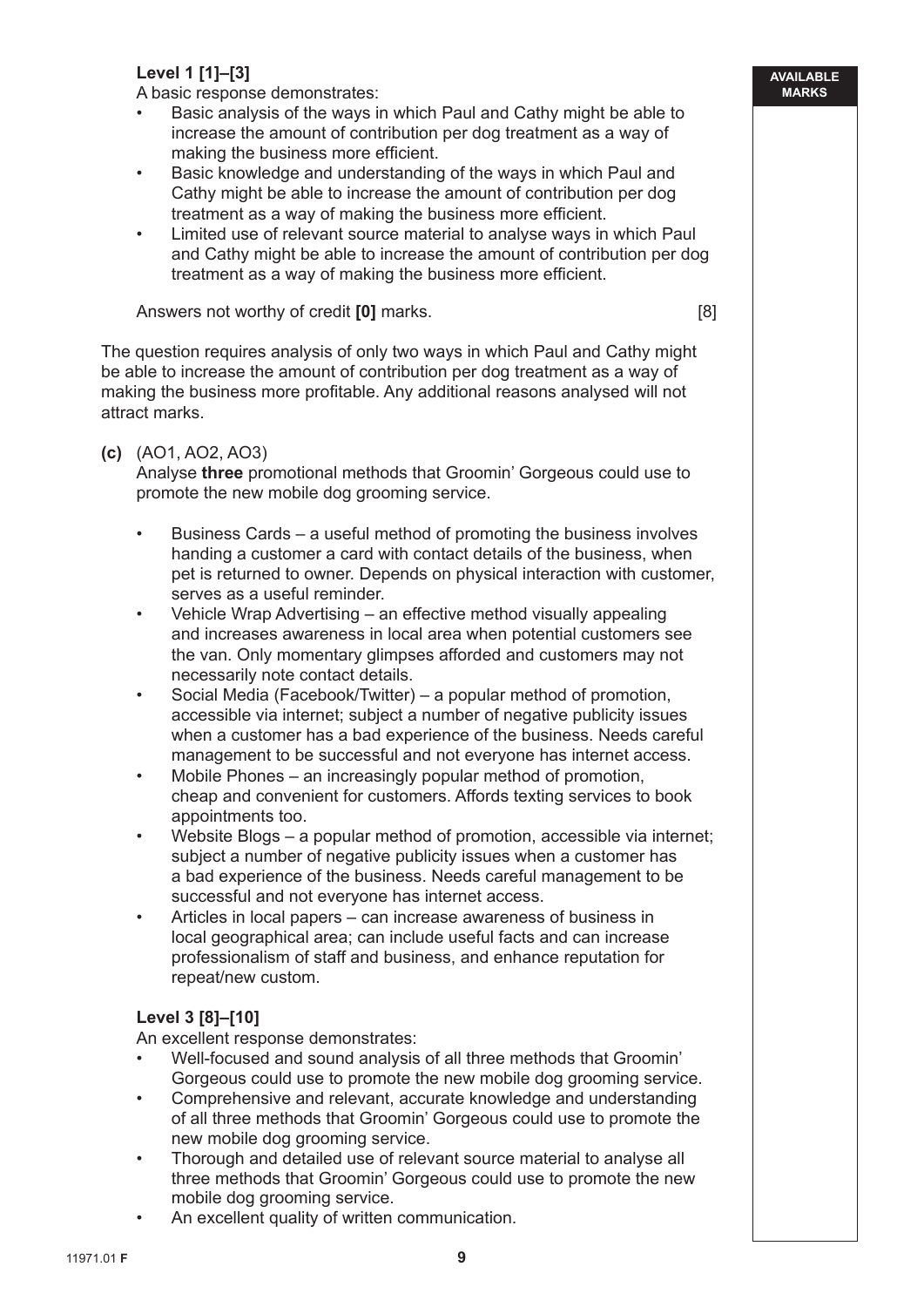**Level 1 [1]–[3]**

A basic response demonstrates:

- Basic analysis of the ways in which Paul and Cathy might be able to increase the amount of contribution per dog treatment as a way of making the business more efficient.
- Basic knowledge and understanding of the ways in which Paul and Cathy might be able to increase the amount of contribution per dog treatment as a way of making the business more efficient.
- Limited use of relevant source material to analyse ways in which Paul and Cathy might be able to increase the amount of contribution per dog treatment as a way of making the business more efficient.

Answers not worthy of credit **[0]** marks. [8]

The question requires analysis of only two ways in which Paul and Cathy might be able to increase the amount of contribution per dog treatment as a way of making the business more profitable. Any additional reasons analysed will not attract marks.

**(c)** (AO1, AO2, AO3)

Analyse **three** promotional methods that Groomin' Gorgeous could use to promote the new mobile dog grooming service.

- Business Cards – a useful method of promoting the business involves handing a customer a card with contact details of the business, when pet is returned to owner. Depends on physical interaction with customer, serves as a useful reminder.
- Vehicle Wrap Advertising – an effective method visually appealing and increases awareness in local area when potential customers see the van. Only momentary glimpses afforded and customers may not necessarily note contact details.
- Social Media (Facebook/Twitter) – a popular method of promotion, accessible via internet; subject a number of negative publicity issues when a customer has a bad experience of the business. Needs careful management to be successful and not everyone has internet access.
- Mobile Phones – an increasingly popular method of promotion, cheap and convenient for customers. Affords texting services to book appointments too.
- Website Blogs – a popular method of promotion, accessible via internet; subject a number of negative publicity issues when a customer has a bad experience of the business. Needs careful management to be successful and not everyone has internet access.
- Articles in local papers – can increase awareness of business in local geographical area; can include useful facts and can increase professionalism of staff and business, and enhance reputation for repeat/new custom.

**Level 3 [8]–[10]**

An excellent response demonstrates:

- Well-focused and sound analysis of all three methods that Groomin' Gorgeous could use to promote the new mobile dog grooming service.
- Comprehensive and relevant, accurate knowledge and understanding of all three methods that Groomin' Gorgeous could use to promote the new mobile dog grooming service.
- Thorough and detailed use of relevant source material to analyse all three methods that Groomin' Gorgeous could use to promote the new mobile dog grooming service.
- An excellent quality of written communication.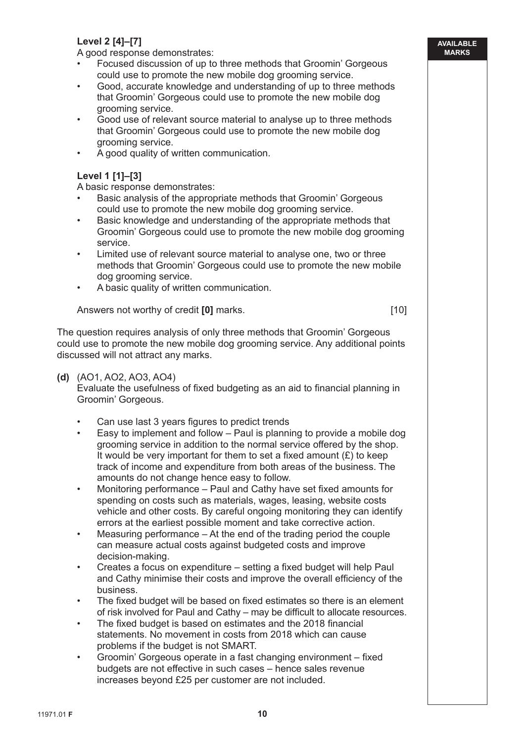**Level 2 [4]–[7]**

A good response demonstrates:

- Focused discussion of up to three methods that Groomin' Gorgeous could use to promote the new mobile dog grooming service.
- Good, accurate knowledge and understanding of up to three methods that Groomin' Gorgeous could use to promote the new mobile dog grooming service.
- Good use of relevant source material to analyse up to three methods that Groomin' Gorgeous could use to promote the new mobile dog grooming service.
- A good quality of written communication.

**Level 1 [1]–[3]**

A basic response demonstrates:

- Basic analysis of the appropriate methods that Groomin' Gorgeous could use to promote the new mobile dog grooming service.
- Basic knowledge and understanding of the appropriate methods that Groomin' Gorgeous could use to promote the new mobile dog grooming service.
- Limited use of relevant source material to analyse one, two or three methods that Groomin' Gorgeous could use to promote the new mobile dog grooming service.
- A basic quality of written communication.

Answers not worthy of credit **[0]** marks. [10]

The question requires analysis of only three methods that Groomin' Gorgeous could use to promote the new mobile dog grooming service. Any additional points discussed will not attract any marks.

**(d)** (AO1, AO2, AO3, AO4)

Evaluate the usefulness of fixed budgeting as an aid to financial planning in Groomin' Gorgeous.

- Can use last 3 years figures to predict trends
- Easy to implement and follow – Paul is planning to provide a mobile dog grooming service in addition to the normal service offered by the shop. It would be very important for them to set a fixed amount (£) to keep track of income and expenditure from both areas of the business. The amounts do not change hence easy to follow.
- Monitoring performance – Paul and Cathy have set fixed amounts for spending on costs such as materials, wages, leasing, website costs vehicle and other costs. By careful ongoing monitoring they can identify errors at the earliest possible moment and take corrective action.
- Measuring performance – At the end of the trading period the couple can measure actual costs against budgeted costs and improve decision-making.
- Creates a focus on expenditure – setting a fixed budget will help Paul and Cathy minimise their costs and improve the overall efficiency of the business.
- The fixed budget will be based on fixed estimates so there is an element of risk involved for Paul and Cathy – may be difficult to allocate resources.
- The fixed budget is based on estimates and the 2018 financial statements. No movement in costs from 2018 which can cause problems if the budget is not SMART.
- Groomin' Gorgeous operate in a fast changing environment – fixed budgets are not effective in such cases – hence sales revenue increases beyond £25 per customer are not included.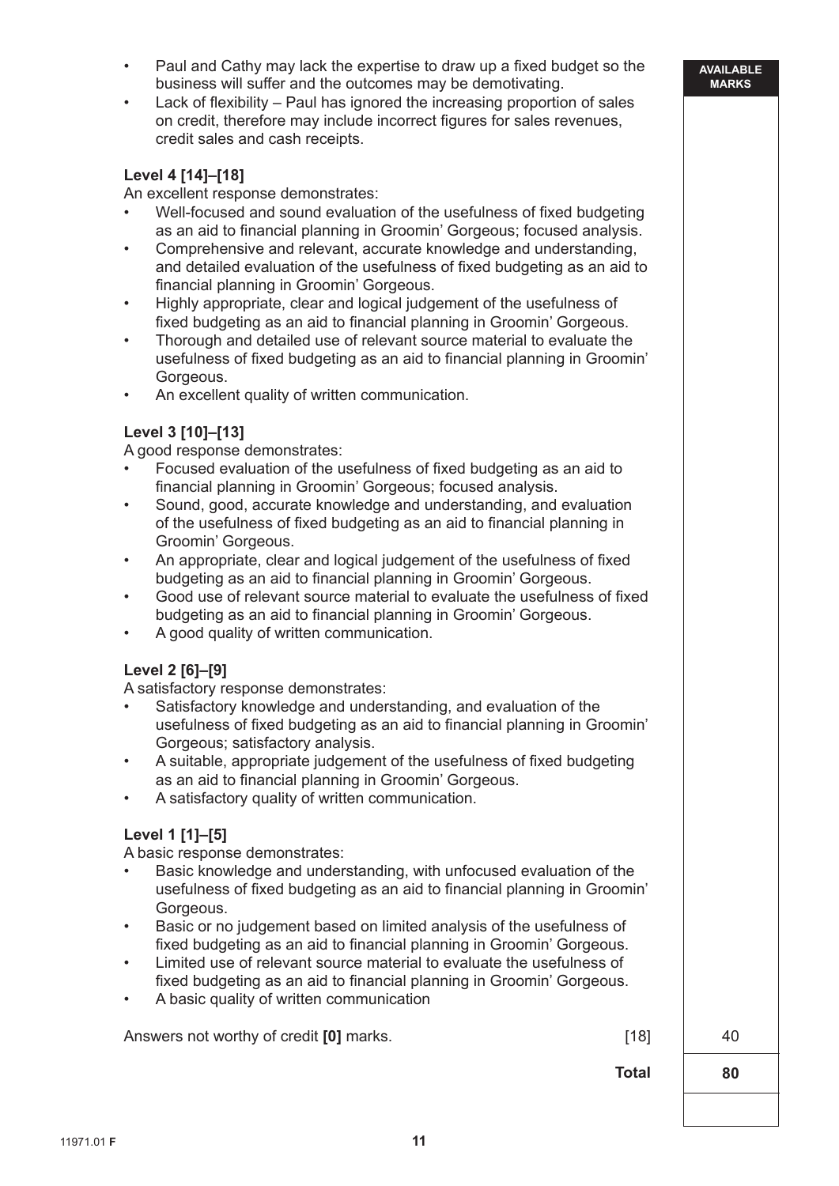- Paul and Cathy may lack the expertise to draw up a fixed budget so the business will suffer and the outcomes may be demotivating.
- Lack of flexibility – Paul has ignored the increasing proportion of sales on credit, therefore may include incorrect figures for sales revenues, credit sales and cash receipts.

**Level 4 [14]–[18]**

An excellent response demonstrates:

- Well-focused and sound evaluation of the usefulness of fixed budgeting as an aid to financial planning in Groomin' Gorgeous; focused analysis.
- Comprehensive and relevant, accurate knowledge and understanding, and detailed evaluation of the usefulness of fixed budgeting as an aid to financial planning in Groomin' Gorgeous.
- Highly appropriate, clear and logical judgement of the usefulness of fixed budgeting as an aid to financial planning in Groomin' Gorgeous.
- Thorough and detailed use of relevant source material to evaluate the usefulness of fixed budgeting as an aid to financial planning in Groomin' Gorgeous.
- An excellent quality of written communication.

**Level 3 [10]–[13]**

A good response demonstrates:

- Focused evaluation of the usefulness of fixed budgeting as an aid to financial planning in Groomin' Gorgeous; focused analysis.
- Sound, good, accurate knowledge and understanding, and evaluation of the usefulness of fixed budgeting as an aid to financial planning in Groomin' Gorgeous.
- An appropriate, clear and logical judgement of the usefulness of fixed budgeting as an aid to financial planning in Groomin' Gorgeous.
- Good use of relevant source material to evaluate the usefulness of fixed budgeting as an aid to financial planning in Groomin' Gorgeous.
- A good quality of written communication.

**Level 2 [6]–[9]**

A satisfactory response demonstrates:

- Satisfactory knowledge and understanding, and evaluation of the usefulness of fixed budgeting as an aid to financial planning in Groomin' Gorgeous; satisfactory analysis.
- A suitable, appropriate judgement of the usefulness of fixed budgeting as an aid to financial planning in Groomin' Gorgeous.
- A satisfactory quality of written communication.

**Level 1 [1]–[5]**

A basic response demonstrates:

- Basic knowledge and understanding, with unfocused evaluation of the usefulness of fixed budgeting as an aid to financial planning in Groomin' Gorgeous.
- Basic or no judgement based on limited analysis of the usefulness of fixed budgeting as an aid to financial planning in Groomin' Gorgeous.
- Limited use of relevant source material to evaluate the usefulness of fixed budgeting as an aid to financial planning in Groomin' Gorgeous.
- A basic quality of written communication

Answers not worthy of credit **[0]** marks. [18]

AVAILABLE MARKS: 40

**Total** **80**